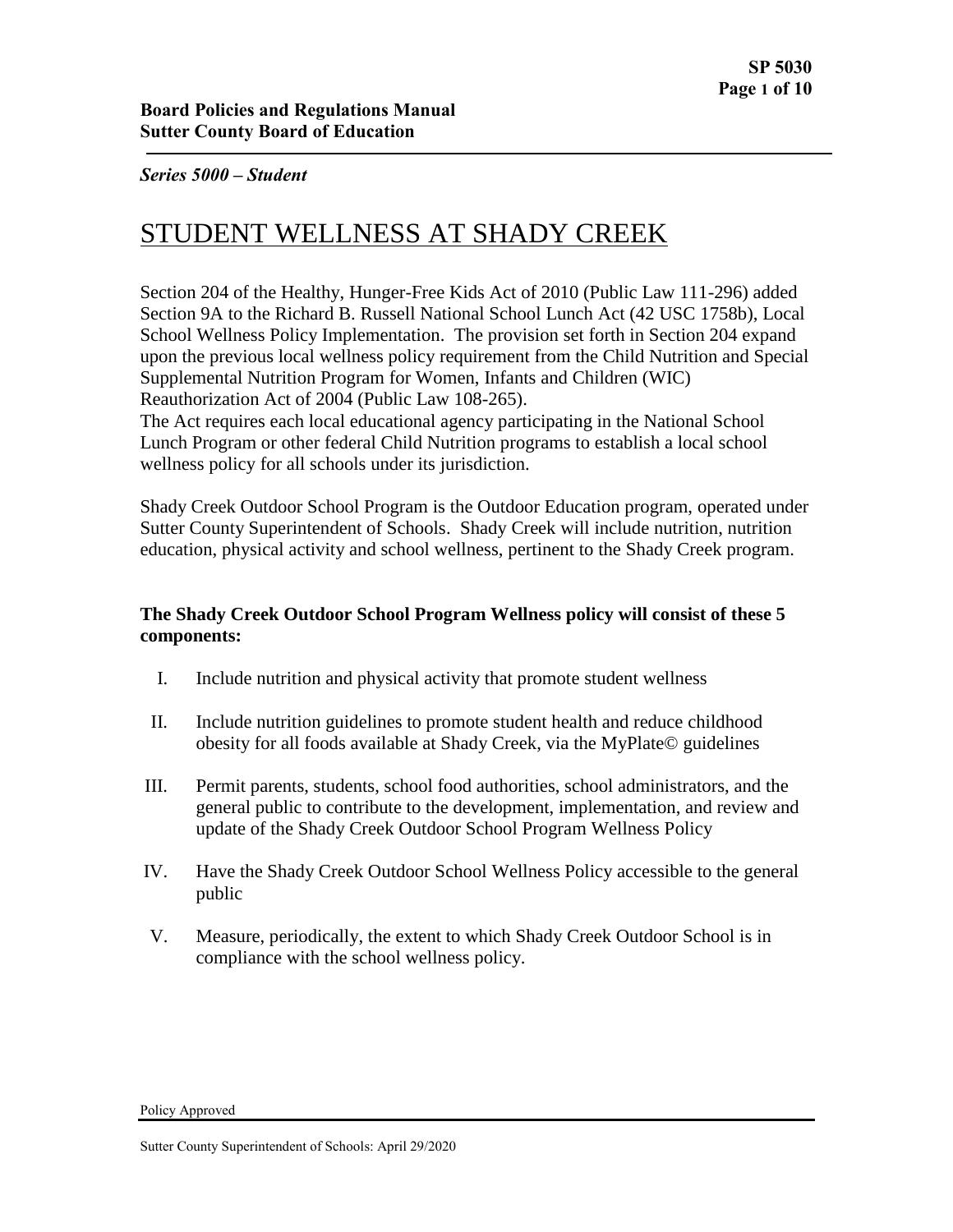**Board Policies and Regulations Manual**
**Sutter County Board of Education**

*Series 5000 – Student*

# STUDENT WELLNESS AT SHADY CREEK

Section 204 of the Healthy, Hunger-Free Kids Act of 2010 (Public Law 111-296) added Section 9A to the Richard B. Russell National School Lunch Act (42 USC 1758b), Local School Wellness Policy Implementation. The provision set forth in Section 204 expand upon the previous local wellness policy requirement from the Child Nutrition and Special Supplemental Nutrition Program for Women, Infants and Children (WIC) Reauthorization Act of 2004 (Public Law 108-265).
The Act requires each local educational agency participating in the National School Lunch Program or other federal Child Nutrition programs to establish a local school wellness policy for all schools under its jurisdiction.

Shady Creek Outdoor School Program is the Outdoor Education program, operated under Sutter County Superintendent of Schools. Shady Creek will include nutrition, nutrition education, physical activity and school wellness, pertinent to the Shady Creek program.

**The Shady Creek Outdoor School Program Wellness policy will consist of these 5 components:**

I. Include nutrition and physical activity that promote student wellness

II. Include nutrition guidelines to promote student health and reduce childhood obesity for all foods available at Shady Creek, via the MyPlate© guidelines

III. Permit parents, students, school food authorities, school administrators, and the general public to contribute to the development, implementation, and review and update of the Shady Creek Outdoor School Program Wellness Policy

IV. Have the Shady Creek Outdoor School Wellness Policy accessible to the general public

V. Measure, periodically, the extent to which Shady Creek Outdoor School is in compliance with the school wellness policy.

Policy Approved

Sutter County Superintendent of Schools: April 29/2020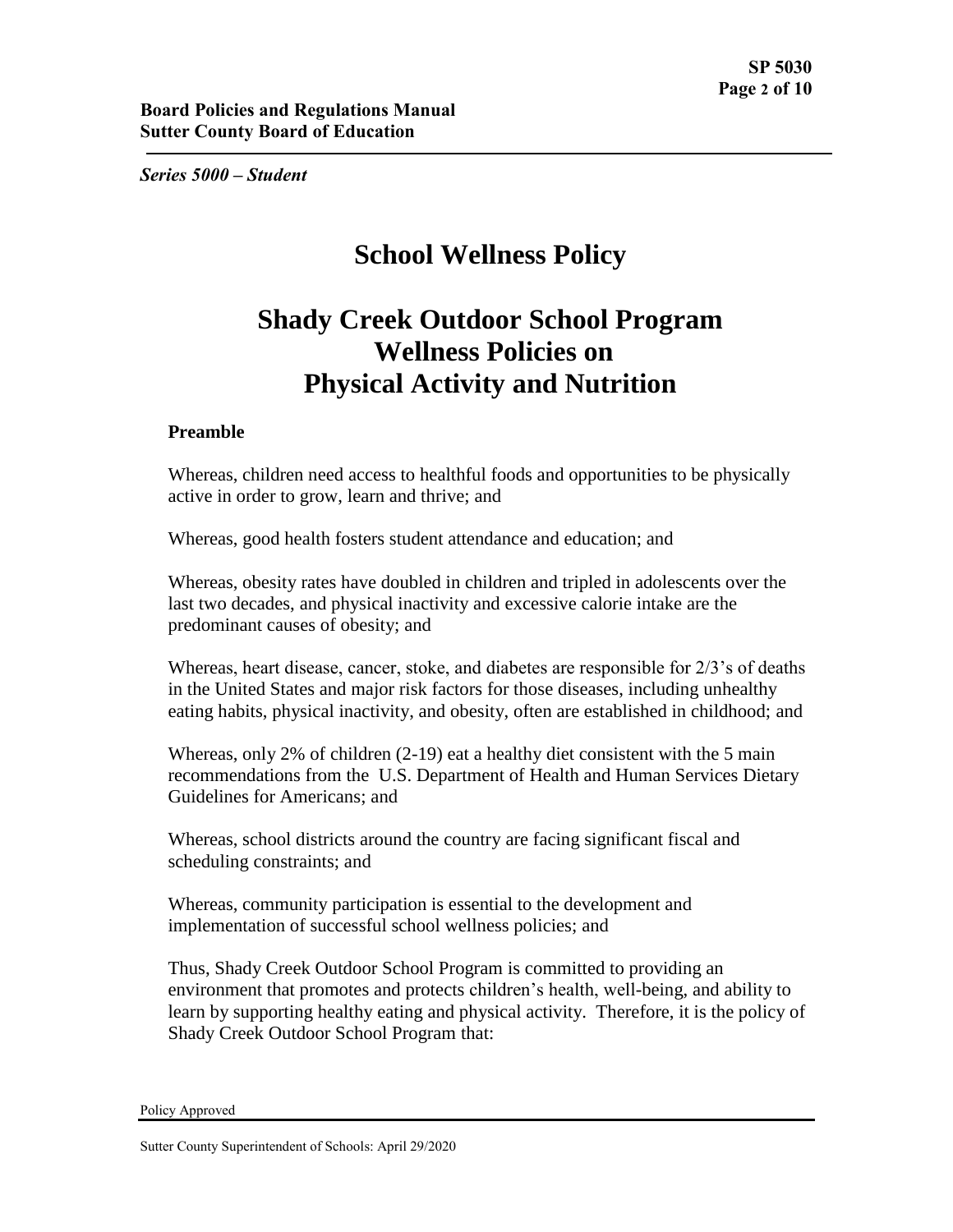**Series 5000 – Student**

# School Wellness Policy

# Shady Creek Outdoor School Program Wellness Policies on Physical Activity and Nutrition

### Preamble

Whereas, children need access to healthful foods and opportunities to be physically active in order to grow, learn and thrive; and

Whereas, good health fosters student attendance and education; and

Whereas, obesity rates have doubled in children and tripled in adolescents over the last two decades, and physical inactivity and excessive calorie intake are the predominant causes of obesity; and

Whereas, heart disease, cancer, stoke, and diabetes are responsible for 2/3's of deaths in the United States and major risk factors for those diseases, including unhealthy eating habits, physical inactivity, and obesity, often are established in childhood; and

Whereas, only 2% of children (2-19) eat a healthy diet consistent with the 5 main recommendations from the U.S. Department of Health and Human Services Dietary Guidelines for Americans; and

Whereas, school districts around the country are facing significant fiscal and scheduling constraints; and

Whereas, community participation is essential to the development and implementation of successful school wellness policies; and

Thus, Shady Creek Outdoor School Program is committed to providing an environment that promotes and protects children's health, well-being, and ability to learn by supporting healthy eating and physical activity. Therefore, it is the policy of Shady Creek Outdoor School Program that:

Policy Approved

Sutter County Superintendent of Schools: April 29/2020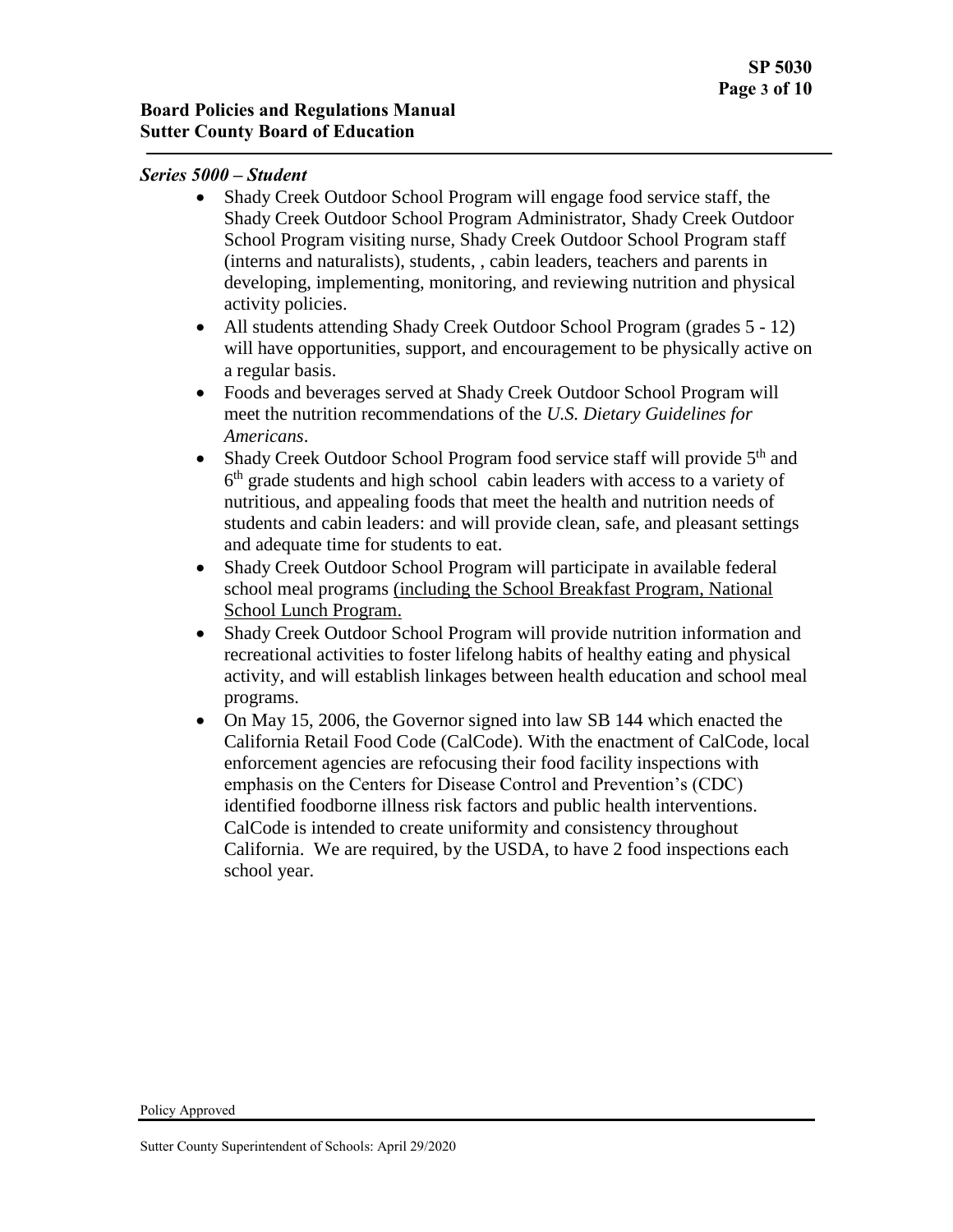*Series 5000 – Student*

- Shady Creek Outdoor School Program will engage food service staff, the Shady Creek Outdoor School Program Administrator, Shady Creek Outdoor School Program visiting nurse, Shady Creek Outdoor School Program staff (interns and naturalists), students, , cabin leaders, teachers and parents in developing, implementing, monitoring, and reviewing nutrition and physical activity policies.
- All students attending Shady Creek Outdoor School Program (grades 5 - 12) will have opportunities, support, and encouragement to be physically active on a regular basis.
- Foods and beverages served at Shady Creek Outdoor School Program will meet the nutrition recommendations of the *U.S. Dietary Guidelines for Americans*.
- Shady Creek Outdoor School Program food service staff will provide 5th and 6th grade students and high school cabin leaders with access to a variety of nutritious, and appealing foods that meet the health and nutrition needs of students and cabin leaders: and will provide clean, safe, and pleasant settings and adequate time for students to eat.
- Shady Creek Outdoor School Program will participate in available federal school meal programs (including the School Breakfast Program, National School Lunch Program.
- Shady Creek Outdoor School Program will provide nutrition information and recreational activities to foster lifelong habits of healthy eating and physical activity, and will establish linkages between health education and school meal programs.
- On May 15, 2006, the Governor signed into law SB 144 which enacted the California Retail Food Code (CalCode). With the enactment of CalCode, local enforcement agencies are refocusing their food facility inspections with emphasis on the Centers for Disease Control and Prevention's (CDC) identified foodborne illness risk factors and public health interventions. CalCode is intended to create uniformity and consistency throughout California. We are required, by the USDA, to have 2 food inspections each school year.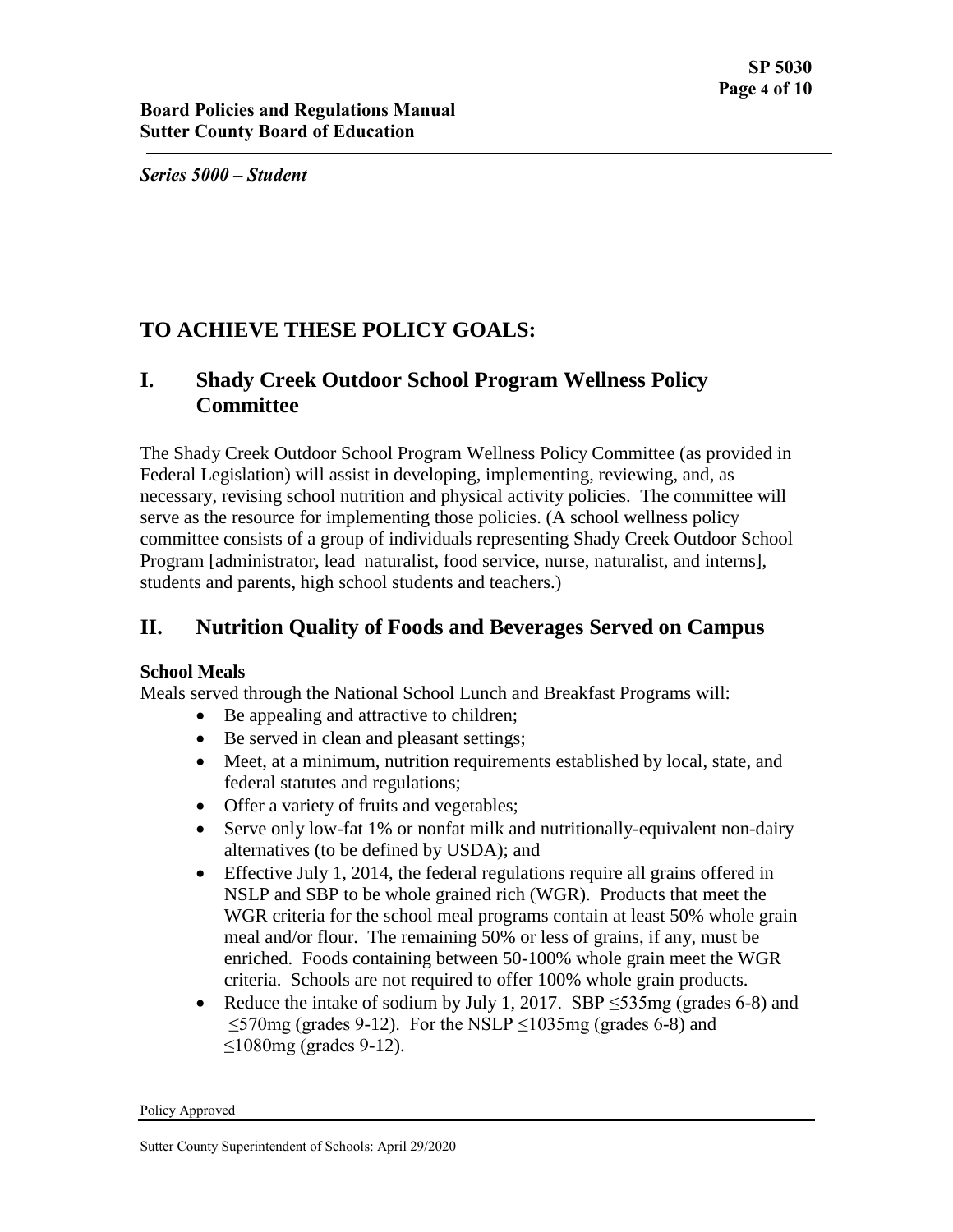# TO ACHIEVE THESE POLICY GOALS:

## I. Shady Creek Outdoor School Program Wellness Policy Committee

The Shady Creek Outdoor School Program Wellness Policy Committee (as provided in Federal Legislation) will assist in developing, implementing, reviewing, and, as necessary, revising school nutrition and physical activity policies. The committee will serve as the resource for implementing those policies. (A school wellness policy committee consists of a group of individuals representing Shady Creek Outdoor School Program [administrator, lead naturalist, food service, nurse, naturalist, and interns], students and parents, high school students and teachers.)

## II. Nutrition Quality of Foods and Beverages Served on Campus

**School Meals**

Meals served through the National School Lunch and Breakfast Programs will:

- Be appealing and attractive to children;
- Be served in clean and pleasant settings;
- Meet, at a minimum, nutrition requirements established by local, state, and federal statutes and regulations;
- Offer a variety of fruits and vegetables;
- Serve only low-fat 1% or nonfat milk and nutritionally-equivalent non-dairy alternatives (to be defined by USDA); and
- Effective July 1, 2014, the federal regulations require all grains offered in NSLP and SBP to be whole grained rich (WGR). Products that meet the WGR criteria for the school meal programs contain at least 50% whole grain meal and/or flour. The remaining 50% or less of grains, if any, must be enriched. Foods containing between 50-100% whole grain meet the WGR criteria. Schools are not required to offer 100% whole grain products.
- Reduce the intake of sodium by July 1, 2017. SBP ≤535mg (grades 6-8) and ≤570mg (grades 9-12). For the NSLP ≤1035mg (grades 6-8) and ≤1080mg (grades 9-12).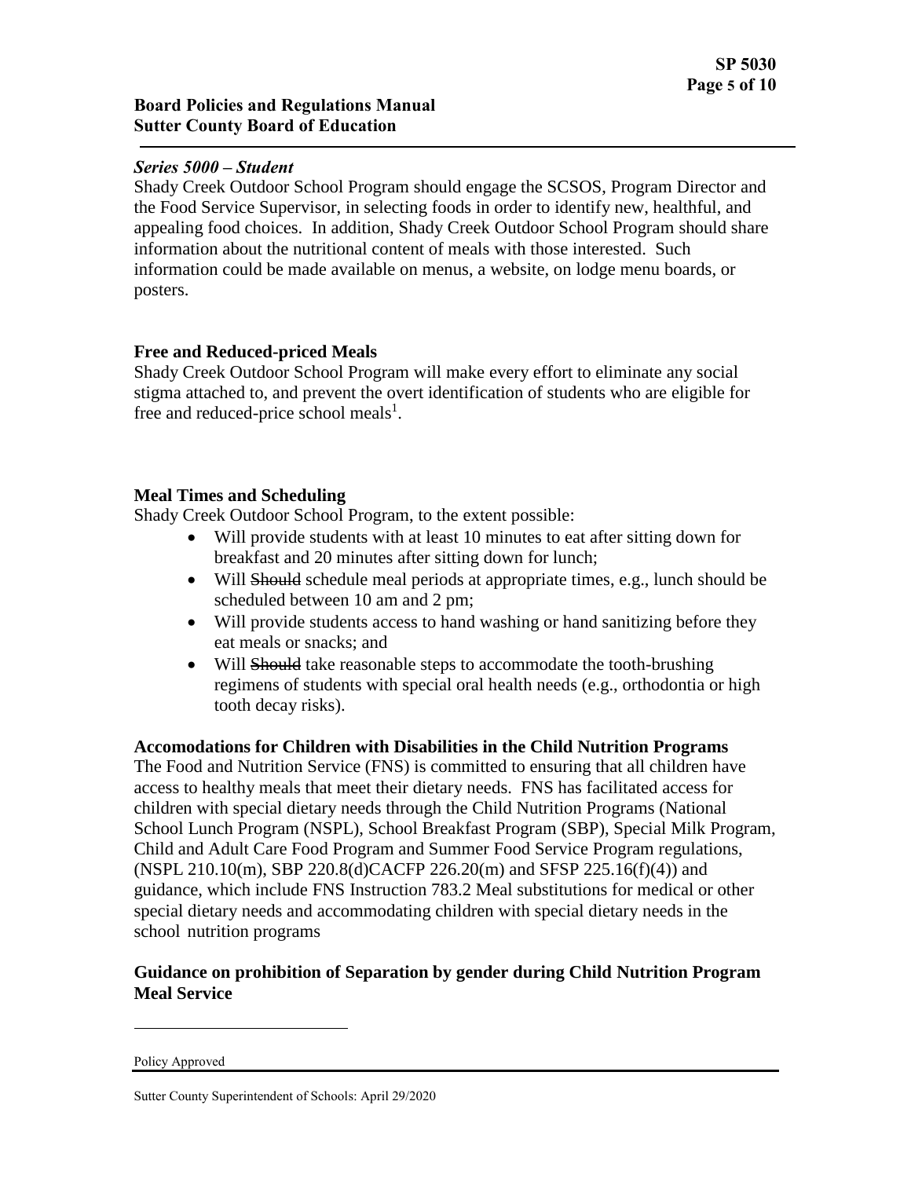*Series 5000 – Student*

Shady Creek Outdoor School Program should engage the SCSOS, Program Director and the Food Service Supervisor, in selecting foods in order to identify new, healthful, and appealing food choices. In addition, Shady Creek Outdoor School Program should share information about the nutritional content of meals with those interested. Such information could be made available on menus, a website, on lodge menu boards, or posters.

**Free and Reduced-priced Meals**

Shady Creek Outdoor School Program will make every effort to eliminate any social stigma attached to, and prevent the overt identification of students who are eligible for free and reduced-price school meals[1].

**Meal Times and Scheduling**

Shady Creek Outdoor School Program, to the extent possible:

- Will provide students with at least 10 minutes to eat after sitting down for breakfast and 20 minutes after sitting down for lunch;
- Will ~~Should~~ schedule meal periods at appropriate times, e.g., lunch should be scheduled between 10 am and 2 pm;
- Will provide students access to hand washing or hand sanitizing before they eat meals or snacks; and
- Will ~~Should~~ take reasonable steps to accommodate the tooth-brushing regimens of students with special oral health needs (e.g., orthodontia or high tooth decay risks).

**Accomodations for Children with Disabilities in the Child Nutrition Programs**

The Food and Nutrition Service (FNS) is committed to ensuring that all children have access to healthy meals that meet their dietary needs. FNS has facilitated access for children with special dietary needs through the Child Nutrition Programs (National School Lunch Program (NSPL), School Breakfast Program (SBP), Special Milk Program, Child and Adult Care Food Program and Summer Food Service Program regulations, (NSPL 210.10(m), SBP 220.8(d)CACFP 226.20(m) and SFSP 225.16(f)(4)) and guidance, which include FNS Instruction 783.2 Meal substitutions for medical or other special dietary needs and accommodating children with special dietary needs in the school nutrition programs

**Guidance on prohibition of Separation by gender during Child Nutrition Program Meal Service**

Policy Approved

Sutter County Superintendent of Schools: April 29/2020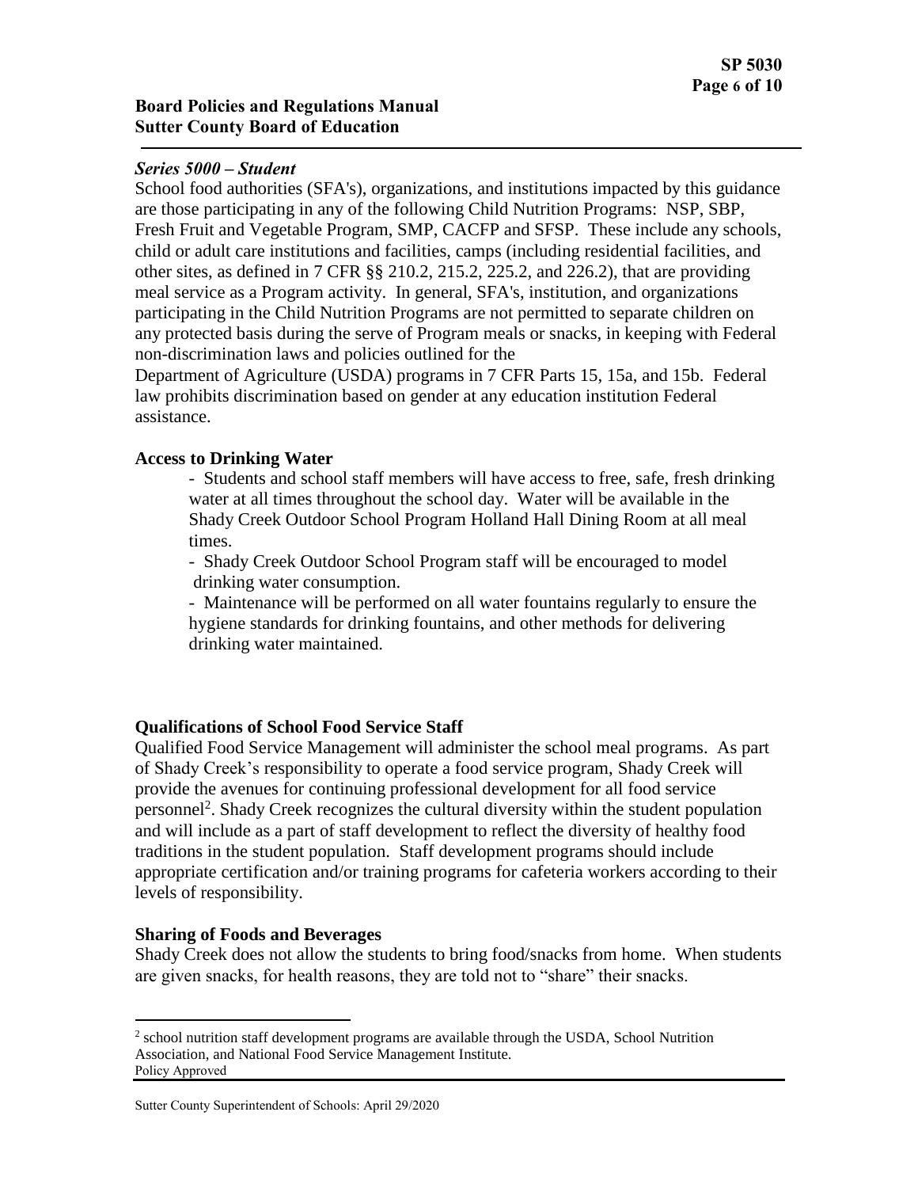*Series 5000 – Student*

School food authorities (SFA's), organizations, and institutions impacted by this guidance are those participating in any of the following Child Nutrition Programs: NSP, SBP, Fresh Fruit and Vegetable Program, SMP, CACFP and SFSP. These include any schools, child or adult care institutions and facilities, camps (including residential facilities, and other sites, as defined in 7 CFR §§ 210.2, 215.2, 225.2, and 226.2), that are providing meal service as a Program activity. In general, SFA's, institution, and organizations participating in the Child Nutrition Programs are not permitted to separate children on any protected basis during the serve of Program meals or snacks, in keeping with Federal non-discrimination laws and policies outlined for the Department of Agriculture (USDA) programs in 7 CFR Parts 15, 15a, and 15b. Federal law prohibits discrimination based on gender at any education institution Federal assistance.

**Access to Drinking Water**

- Students and school staff members will have access to free, safe, fresh drinking water at all times throughout the school day. Water will be available in the Shady Creek Outdoor School Program Holland Hall Dining Room at all meal times.
- Shady Creek Outdoor School Program staff will be encouraged to model drinking water consumption.
- Maintenance will be performed on all water fountains regularly to ensure the hygiene standards for drinking fountains, and other methods for delivering drinking water maintained.

**Qualifications of School Food Service Staff**

Qualified Food Service Management will administer the school meal programs. As part of Shady Creek's responsibility to operate a food service program, Shady Creek will provide the avenues for continuing professional development for all food service personnel[2]. Shady Creek recognizes the cultural diversity within the student population and will include as a part of staff development to reflect the diversity of healthy food traditions in the student population. Staff development programs should include appropriate certification and/or training programs for cafeteria workers according to their levels of responsibility.

**Sharing of Foods and Beverages**

Shady Creek does not allow the students to bring food/snacks from home. When students are given snacks, for health reasons, they are told not to "share" their snacks.

[2] school nutrition staff development programs are available through the USDA, School Nutrition Association, and National Food Service Management Institute.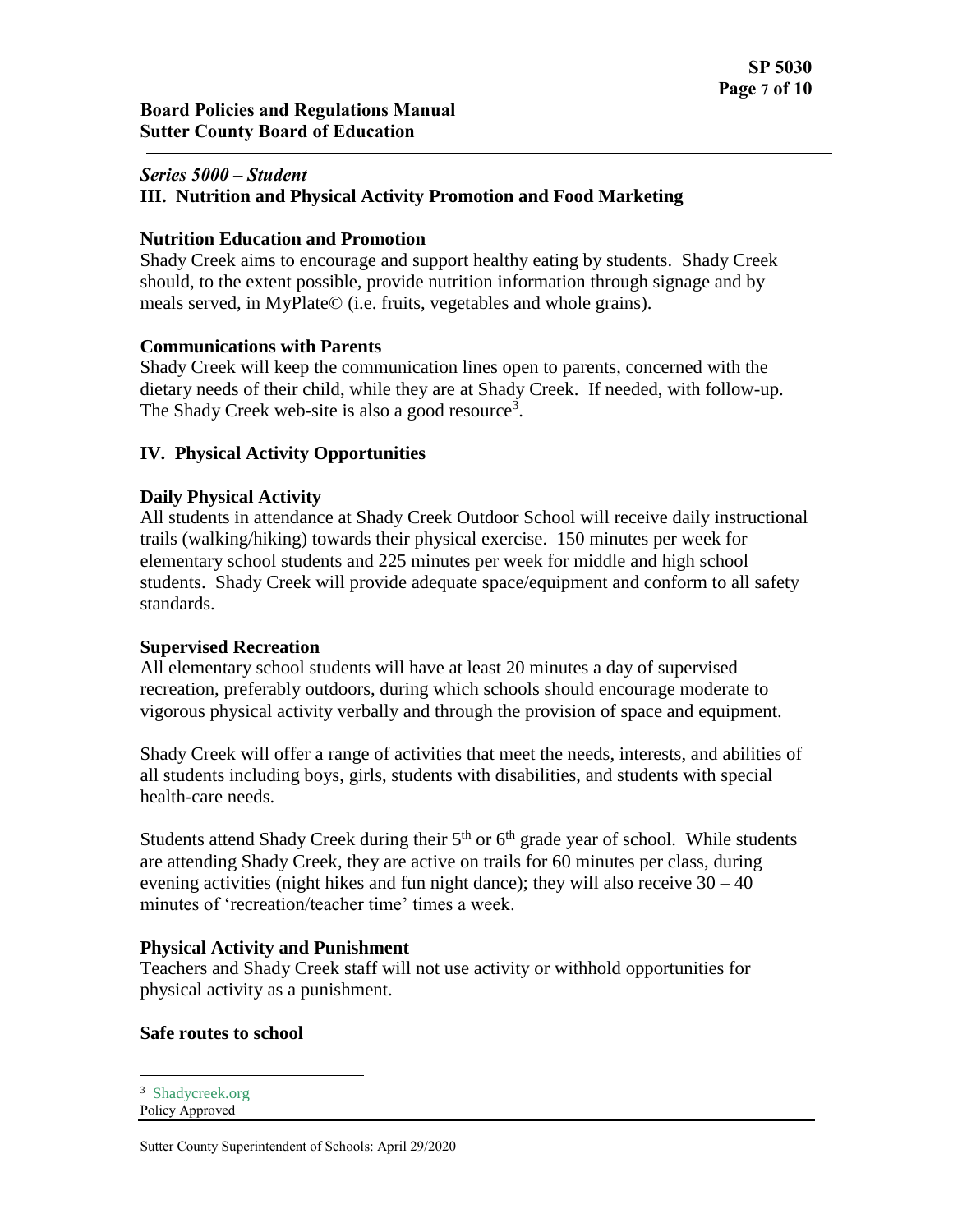*Series 5000 – Student*

## III. Nutrition and Physical Activity Promotion and Food Marketing

### Nutrition Education and Promotion

Shady Creek aims to encourage and support healthy eating by students. Shady Creek should, to the extent possible, provide nutrition information through signage and by meals served, in MyPlate© (i.e. fruits, vegetables and whole grains).

### Communications with Parents

Shady Creek will keep the communication lines open to parents, concerned with the dietary needs of their child, while they are at Shady Creek. If needed, with follow-up. The Shady Creek web-site is also a good resource[3].

## IV. Physical Activity Opportunities

### Daily Physical Activity

All students in attendance at Shady Creek Outdoor School will receive daily instructional trails (walking/hiking) towards their physical exercise. 150 minutes per week for elementary school students and 225 minutes per week for middle and high school students. Shady Creek will provide adequate space/equipment and conform to all safety standards.

### Supervised Recreation

All elementary school students will have at least 20 minutes a day of supervised recreation, preferably outdoors, during which schools should encourage moderate to vigorous physical activity verbally and through the provision of space and equipment.

Shady Creek will offer a range of activities that meet the needs, interests, and abilities of all students including boys, girls, students with disabilities, and students with special health-care needs.

Students attend Shady Creek during their 5th or 6th grade year of school. While students are attending Shady Creek, they are active on trails for 60 minutes per class, during evening activities (night hikes and fun night dance); they will also receive 30 – 40 minutes of 'recreation/teacher time' times a week.

### Physical Activity and Punishment

Teachers and Shady Creek staff will not use activity or withhold opportunities for physical activity as a punishment.

### Safe routes to school

---

[3] Shadycreek.org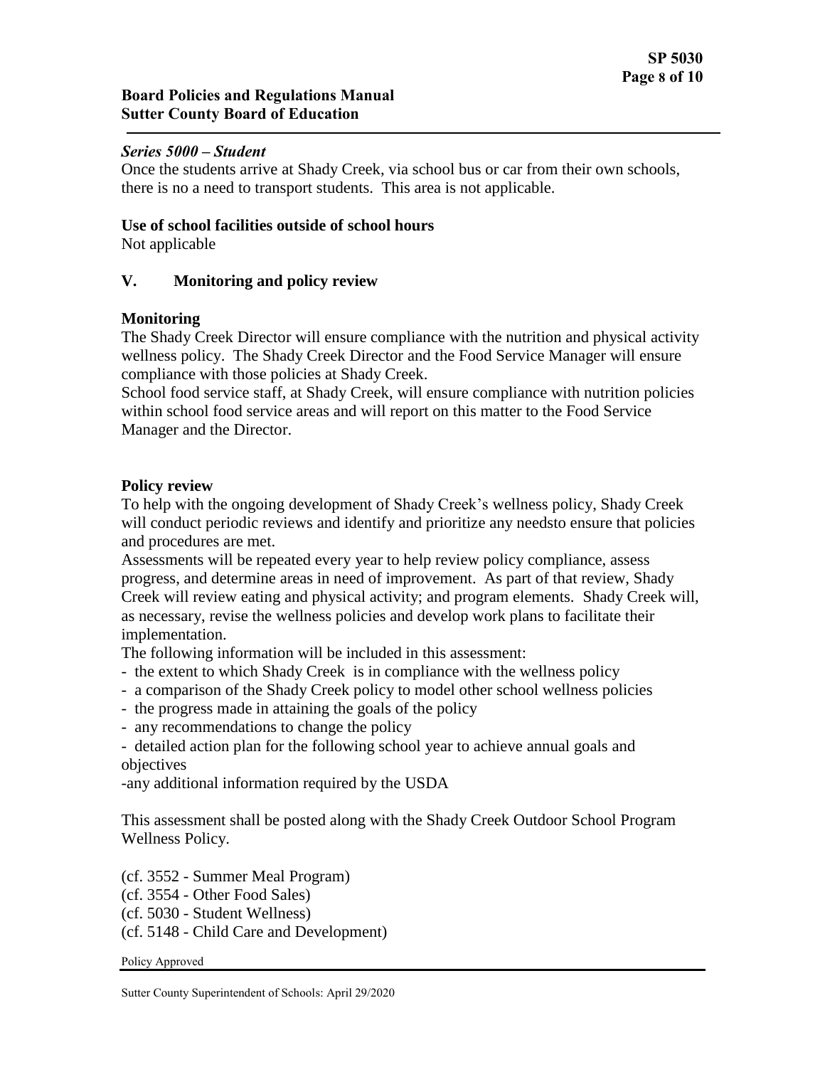*Series 5000 – Student*

Once the students arrive at Shady Creek, via school bus or car from their own schools, there is no a need to transport students. This area is not applicable.

**Use of school facilities outside of school hours**

Not applicable

## V. Monitoring and policy review

**Monitoring**

The Shady Creek Director will ensure compliance with the nutrition and physical activity wellness policy. The Shady Creek Director and the Food Service Manager will ensure compliance with those policies at Shady Creek.

School food service staff, at Shady Creek, will ensure compliance with nutrition policies within school food service areas and will report on this matter to the Food Service Manager and the Director.

**Policy review**

To help with the ongoing development of Shady Creek's wellness policy, Shady Creek will conduct periodic reviews and identify and prioritize any needsto ensure that policies and procedures are met.

Assessments will be repeated every year to help review policy compliance, assess progress, and determine areas in need of improvement. As part of that review, Shady Creek will review eating and physical activity; and program elements. Shady Creek will, as necessary, revise the wellness policies and develop work plans to facilitate their implementation.

The following information will be included in this assessment:

- the extent to which Shady Creek is in compliance with the wellness policy
- a comparison of the Shady Creek policy to model other school wellness policies
- the progress made in attaining the goals of the policy
- any recommendations to change the policy
- detailed action plan for the following school year to achieve annual goals and objectives
- any additional information required by the USDA

This assessment shall be posted along with the Shady Creek Outdoor School Program Wellness Policy.

(cf. 3552 - Summer Meal Program)
(cf. 3554 - Other Food Sales)
(cf. 5030 - Student Wellness)
(cf. 5148 - Child Care and Development)

Policy Approved

Sutter County Superintendent of Schools: April 29/2020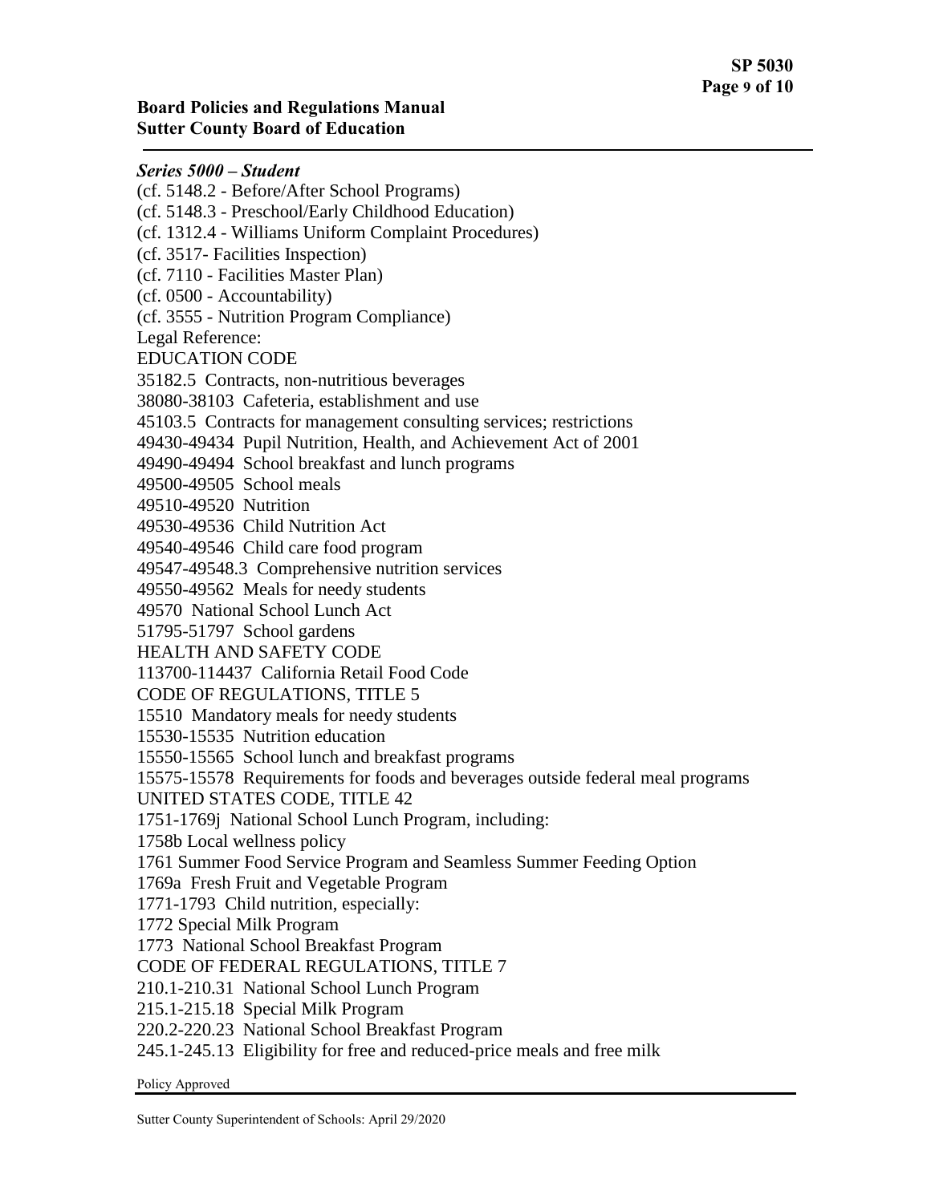*Series 5000 – Student*

(cf. 5148.2 - Before/After School Programs)
(cf. 5148.3 - Preschool/Early Childhood Education)
(cf. 1312.4 - Williams Uniform Complaint Procedures)
(cf. 3517- Facilities Inspection)
(cf. 7110 - Facilities Master Plan)
(cf. 0500 - Accountability)
(cf. 3555 - Nutrition Program Compliance)

Legal Reference:

EDUCATION CODE

35182.5 Contracts, non-nutritious beverages
38080-38103 Cafeteria, establishment and use
45103.5 Contracts for management consulting services; restrictions
49430-49434 Pupil Nutrition, Health, and Achievement Act of 2001
49490-49494 School breakfast and lunch programs
49500-49505 School meals
49510-49520 Nutrition
49530-49536 Child Nutrition Act
49540-49546 Child care food program
49547-49548.3 Comprehensive nutrition services
49550-49562 Meals for needy students
49570 National School Lunch Act
51795-51797 School gardens

HEALTH AND SAFETY CODE

113700-114437 California Retail Food Code

CODE OF REGULATIONS, TITLE 5

15510 Mandatory meals for needy students
15530-15535 Nutrition education
15550-15565 School lunch and breakfast programs
15575-15578 Requirements for foods and beverages outside federal meal programs

UNITED STATES CODE, TITLE 42

1751-1769j National School Lunch Program, including:
1758b Local wellness policy
1761 Summer Food Service Program and Seamless Summer Feeding Option
1769a Fresh Fruit and Vegetable Program
1771-1793 Child nutrition, especially:
1772 Special Milk Program
1773 National School Breakfast Program

CODE OF FEDERAL REGULATIONS, TITLE 7

210.1-210.31 National School Lunch Program
215.1-215.18 Special Milk Program
220.2-220.23 National School Breakfast Program
245.1-245.13 Eligibility for free and reduced-price meals and free milk

Policy Approved

Sutter County Superintendent of Schools: April 29/2020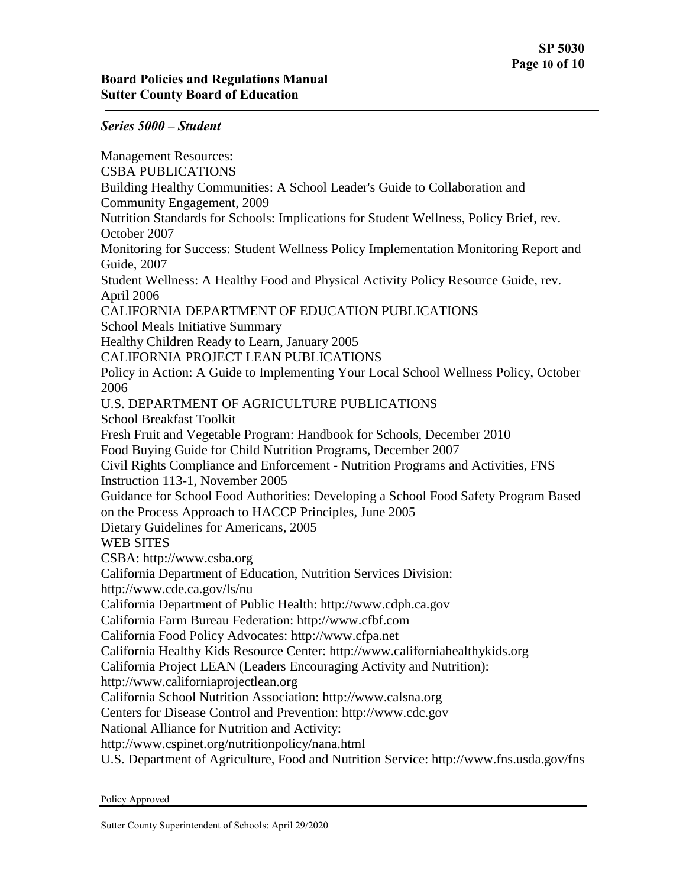Management Resources:

CSBA PUBLICATIONS

Building Healthy Communities: A School Leader's Guide to Collaboration and Community Engagement, 2009

Nutrition Standards for Schools: Implications for Student Wellness, Policy Brief, rev. October 2007

Monitoring for Success: Student Wellness Policy Implementation Monitoring Report and Guide, 2007

Student Wellness: A Healthy Food and Physical Activity Policy Resource Guide, rev. April 2006

CALIFORNIA DEPARTMENT OF EDUCATION PUBLICATIONS

School Meals Initiative Summary

Healthy Children Ready to Learn, January 2005

CALIFORNIA PROJECT LEAN PUBLICATIONS

Policy in Action: A Guide to Implementing Your Local School Wellness Policy, October 2006

U.S. DEPARTMENT OF AGRICULTURE PUBLICATIONS

School Breakfast Toolkit

Fresh Fruit and Vegetable Program: Handbook for Schools, December 2010

Food Buying Guide for Child Nutrition Programs, December 2007

Civil Rights Compliance and Enforcement - Nutrition Programs and Activities, FNS Instruction 113-1, November 2005

Guidance for School Food Authorities: Developing a School Food Safety Program Based on the Process Approach to HACCP Principles, June 2005

Dietary Guidelines for Americans, 2005

WEB SITES

CSBA: http://www.csba.org

California Department of Education, Nutrition Services Division: http://www.cde.ca.gov/ls/nu

California Department of Public Health: http://www.cdph.ca.gov

California Farm Bureau Federation: http://www.cfbf.com

California Food Policy Advocates: http://www.cfpa.net

California Healthy Kids Resource Center: http://www.californiahealthykids.org

California Project LEAN (Leaders Encouraging Activity and Nutrition): http://www.californiaprojectlean.org

California School Nutrition Association: http://www.calsna.org

Centers for Disease Control and Prevention: http://www.cdc.gov

National Alliance for Nutrition and Activity: http://www.cspinet.org/nutritionpolicy/nana.html

U.S. Department of Agriculture, Food and Nutrition Service: http://www.fns.usda.gov/fns

Policy Approved

Sutter County Superintendent of Schools: April 29/2020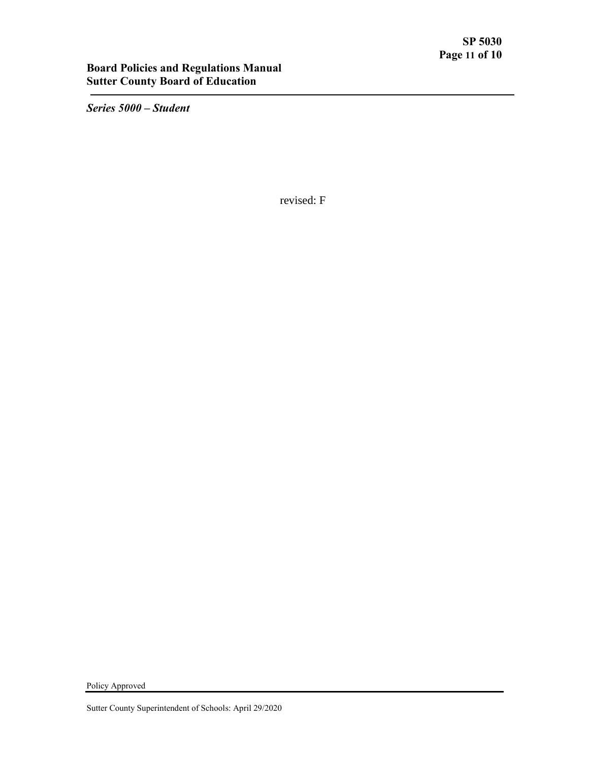revised: F

Policy Approved

Sutter County Superintendent of Schools: April 29/2020